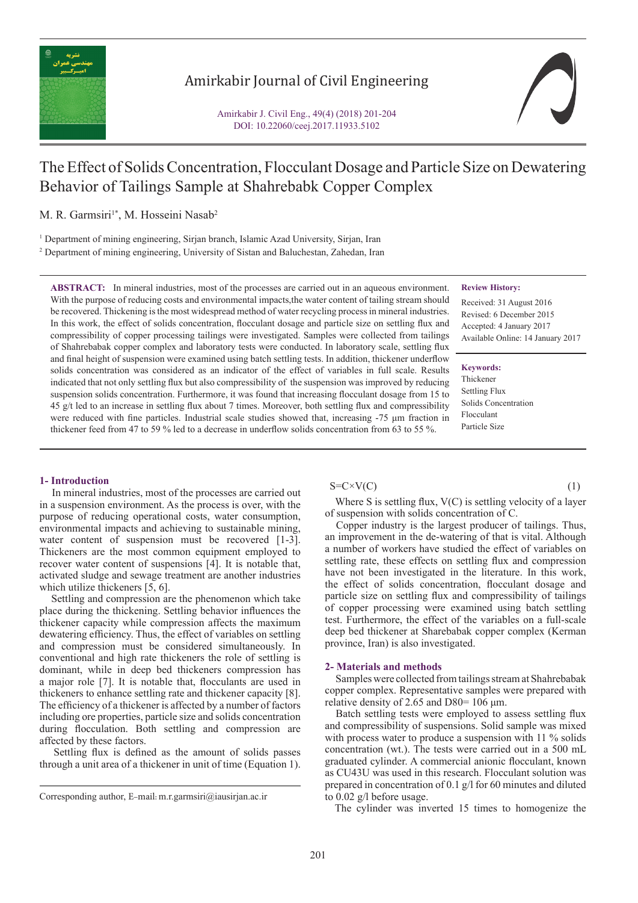# The Effect of Solids Concentration, Flocculant Dosage and Particle Size on Dewatering Behavior of Tailings Sample at Shahrebabk Copper Complex

M. R. Garmsiri[1*], M. Hosseini Nasab[2]

[1] Department of mining engineering, Sirjan branch, Islamic Azad University, Sirjan, Iran

[2] Department of mining engineering, University of Sistan and Baluchestan, Zahedan, Iran

**ABSTRACT:** In mineral industries, most of the processes are carried out in an aqueous environment. With the purpose of reducing costs and environmental impacts,the water content of tailing stream should be recovered. Thickening is the most widespread method of water recycling process in mineral industries. In this work, the effect of solids concentration, flocculant dosage and particle size on settling flux and compressibility of copper processing tailings were investigated. Samples were collected from tailings of Shahrebabak copper complex and laboratory tests were conducted. In laboratory scale, settling flux and final height of suspension were examined using batch settling tests. In addition, thickener underflow solids concentration was considered as an indicator of the effect of variables in full scale. Results indicated that not only settling flux but also compressibility of the suspension was improved by reducing suspension solids concentration. Furthermore, it was found that increasing flocculant dosage from 15 to 45 g/t led to an increase in settling flux about 7 times. Moreover, both settling flux and compressibility were reduced with fine particles. Industrial scale studies showed that, increasing -75 µm fraction in thickener feed from 47 to 59 % led to a decrease in underflow solids concentration from 63 to 55 %.

**Review History:**

Received: 31 August 2016
Revised: 6 December 2015
Accepted: 4 January 2017
Available Online: 14 January 2017

**Keywords:**

Thickener
Settling Flux
Solids Concentration
Flocculant
Particle Size

## 1- Introduction

In mineral industries, most of the processes are carried out in a suspension environment. As the process is over, with the purpose of reducing operational costs, water consumption, environmental impacts and achieving to sustainable mining, water content of suspension must be recovered [1-3]. Thickeners are the most common equipment employed to recover water content of suspensions [4]. It is notable that, activated sludge and sewage treatment are another industries which utilize thickeners [5, 6].

Settling and compression are the phenomenon which take place during the thickening. Settling behavior influences the thickener capacity while compression affects the maximum dewatering efficiency. Thus, the effect of variables on settling and compression must be considered simultaneously. In conventional and high rate thickeners the role of settling is dominant, while in deep bed thickeners compression has a major role [7]. It is notable that, flocculants are used in thickeners to enhance settling rate and thickener capacity [8]. The efficiency of a thickener is affected by a number of factors including ore properties, particle size and solids concentration during flocculation. Both settling and compression are affected by these factors.

Settling flux is defined as the amount of solids passes through a unit area of a thickener in unit of time (Equation 1).

$$S=C\times V(C) \tag{1}$$

Where S is settling flux, V(C) is settling velocity of a layer of suspension with solids concentration of C.

Copper industry is the largest producer of tailings. Thus, an improvement in the de-watering of that is vital. Although a number of workers have studied the effect of variables on settling rate, these effects on settling flux and compression have not been investigated in the literature. In this work, the effect of solids concentration, flocculant dosage and particle size on settling flux and compressibility of tailings of copper processing were examined using batch settling test. Furthermore, the effect of the variables on a full-scale deep bed thickener at Sharebabak copper complex (Kerman province, Iran) is also investigated.

## 2- Materials and methods

Samples were collected from tailings stream at Shahrebabak copper complex. Representative samples were prepared with relative density of 2.65 and D80= 106 µm.

Batch settling tests were employed to assess settling flux and compressibility of suspensions. Solid sample was mixed with process water to produce a suspension with 11 % solids concentration (wt.). The tests were carried out in a 500 mL graduated cylinder. A commercial anionic flocculant, known as CU43U was used in this research. Flocculant solution was prepared in concentration of 0.1 g/l for 60 minutes and diluted to 0.02 g/l before usage.

The cylinder was inverted 15 times to homogenize the

Corresponding author, E-mail: m.r.garmsiri@iausirjan.ac.ir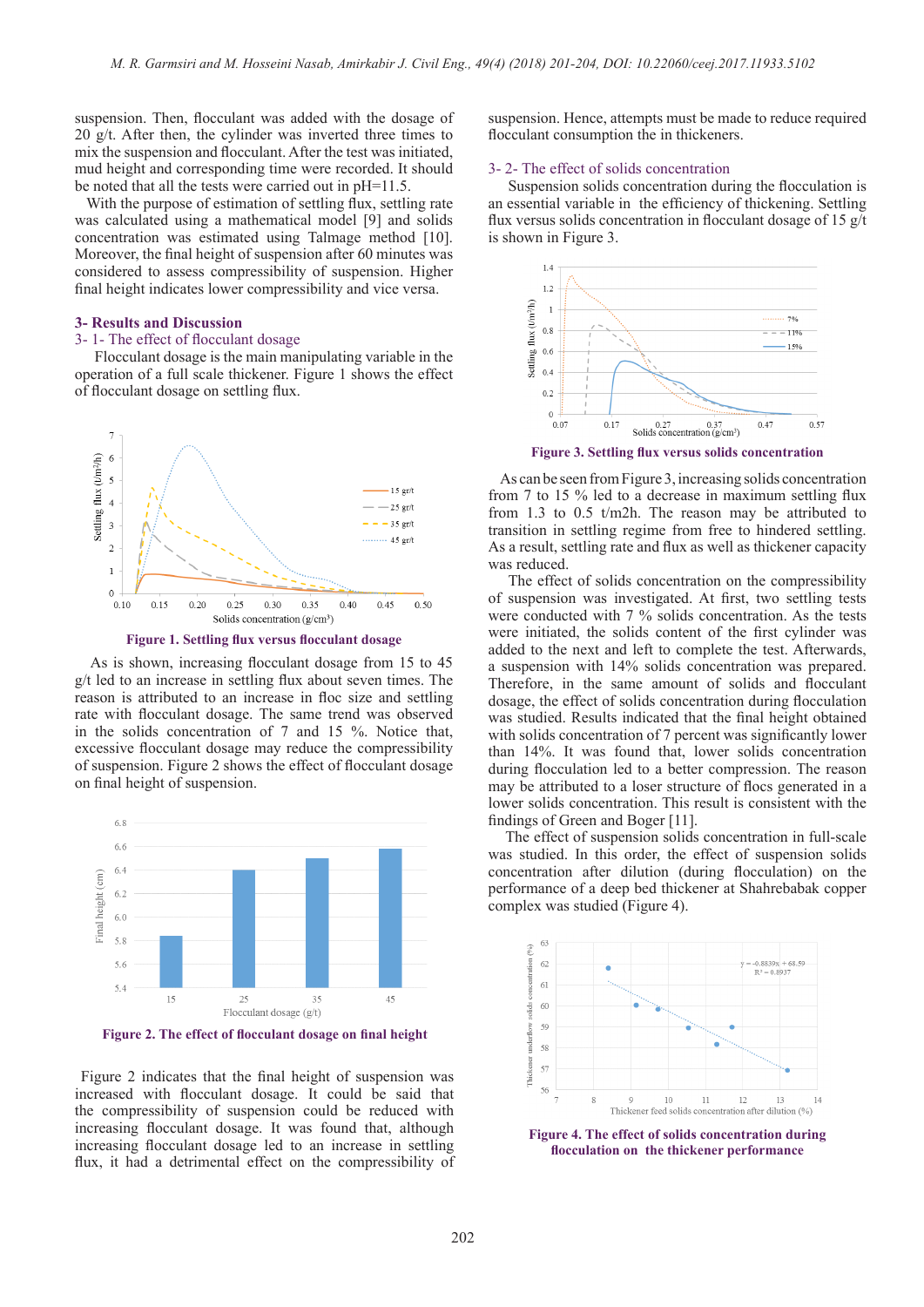suspension. Then, flocculant was added with the dosage of 20 g/t. After then, the cylinder was inverted three times to mix the suspension and flocculant. After the test was initiated, mud height and corresponding time were recorded. It should be noted that all the tests were carried out in pH=11.5.

With the purpose of estimation of settling flux, settling rate was calculated using a mathematical model [9] and solids concentration was estimated using Talmage method [10]. Moreover, the final height of suspension after 60 minutes was considered to assess compressibility of suspension. Higher final height indicates lower compressibility and vice versa.

## 3- Results and Discussion

### 3- 1- The effect of flocculant dosage

Flocculant dosage is the main manipulating variable in the operation of a full scale thickener. Figure 1 shows the effect of flocculant dosage on settling flux.

**Figure 1. Settling flux versus flocculant dosage**

As is shown, increasing flocculant dosage from 15 to 45 g/t led to an increase in settling flux about seven times. The reason is attributed to an increase in floc size and settling rate with flocculant dosage. The same trend was observed in the solids concentration of 7 and 15 %. Notice that, excessive flocculant dosage may reduce the compressibility of suspension. Figure 2 shows the effect of flocculant dosage on final height of suspension.

**Figure 2. The effect of flocculant dosage on final height**

Figure 2 indicates that the final height of suspension was increased with flocculant dosage. It could be said that the compressibility of suspension could be reduced with increasing flocculant dosage. It was found that, although increasing flocculant dosage led to an increase in settling flux, it had a detrimental effect on the compressibility of suspension. Hence, attempts must be made to reduce required flocculant consumption the in thickeners.

### 3- 2- The effect of solids concentration

Suspension solids concentration during the flocculation is an essential variable in the efficiency of thickening. Settling flux versus solids concentration in flocculant dosage of 15 g/t is shown in Figure 3.

**Figure 3. Settling flux versus solids concentration**

As can be seen from Figure 3, increasing solids concentration from 7 to 15 % led to a decrease in maximum settling flux from 1.3 to 0.5 t/m2h. The reason may be attributed to transition in settling regime from free to hindered settling. As a result, settling rate and flux as well as thickener capacity was reduced.

The effect of solids concentration on the compressibility of suspension was investigated. At first, two settling tests were conducted with 7 % solids concentration. As the tests were initiated, the solids content of the first cylinder was added to the next and left to complete the test. Afterwards, a suspension with 14% solids concentration was prepared. Therefore, in the same amount of solids and flocculant dosage, the effect of solids concentration during flocculation was studied. Results indicated that the final height obtained with solids concentration of 7 percent was significantly lower than 14%. It was found that, lower solids concentration during flocculation led to a better compression. The reason may be attributed to a loser structure of flocs generated in a lower solids concentration. This result is consistent with the findings of Green and Boger [11].

The effect of suspension solids concentration in full-scale was studied. In this order, the effect of suspension solids concentration after dilution (during flocculation) on the performance of a deep bed thickener at Shahrebabak copper complex was studied (Figure 4).

**Figure 4. The effect of solids concentration during flocculation on the thickener performance**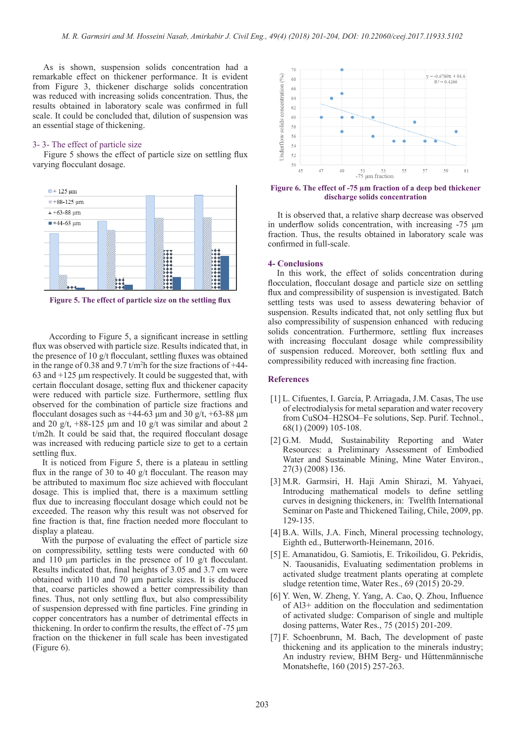As is shown, suspension solids concentration had a remarkable effect on thickener performance. It is evident from Figure 3, thickener discharge solids concentration was reduced with increasing solids concentration. Thus, the results obtained in laboratory scale was confirmed in full scale. It could be concluded that, dilution of suspension was an essential stage of thickening.

### 3- 3- The effect of particle size

Figure 5 shows the effect of particle size on settling flux varying flocculant dosage.

Figure 5. The effect of particle size on the settling flux

According to Figure 5, a significant increase in settling flux was observed with particle size. Results indicated that, in the presence of 10 g/t flocculant, settling fluxes was obtained in the range of 0.38 and 9.7 t/m$^2$h for the size fractions of +44-63 and +125 μm respectively. It could be suggested that, with certain flocculant dosage, setting flux and thickener capacity were reduced with particle size. Furthermore, settling flux observed for the combination of particle size fractions and flocculant dosages such as +44-63 μm and 30 g/t, +63-88 μm and 20 g/t, +88-125 μm and 10 g/t was similar and about 2 t/m2h. It could be said that, the required flocculant dosage was increased with reducing particle size to get to a certain settling flux.

It is noticed from Figure 5, there is a plateau in settling flux in the range of 30 to 40 g/t flocculant. The reason may be attributed to maximum floc size achieved with flocculant dosage. This is implied that, there is a maximum settling flux due to increasing flocculant dosage which could not be exceeded. The reason why this result was not observed for fine fraction is that, fine fraction needed more flocculant to display a plateau.

With the purpose of evaluating the effect of particle size on compressibility, settling tests were conducted with 60 and 110 μm particles in the presence of 10 g/t flocculant. Results indicated that, final heights of 3.05 and 3.7 cm were obtained with 110 and 70 μm particle sizes. It is deduced that, coarse particles showed a better compressibility than fines. Thus, not only settling flux, but also compressibility of suspension depressed with fine particles. Fine grinding in copper concentrators has a number of detrimental effects in thickening. In order to confirm the results, the effect of -75 μm fraction on the thickener in full scale has been investigated (Figure 6).

Figure 6. The effect of -75 μm fraction of a deep bed thickener discharge solids concentration

It is observed that, a relative sharp decrease was observed in underflow solids concentration, with increasing -75 μm fraction. Thus, the results obtained in laboratory scale was confirmed in full-scale.

## 4- Conclusions

In this work, the effect of solids concentration during flocculation, flocculant dosage and particle size on settling flux and compressibility of suspension is investigated. Batch settling tests was used to assess dewatering behavior of suspension. Results indicated that, not only settling flux but also compressibility of suspension enhanced with reducing solids concentration. Furthermore, settling flux increases with increasing flocculant dosage while compressibility of suspension reduced. Moreover, both settling flux and compressibility reduced with increasing fine fraction.

## References

[1] L. Cifuentes, I. García, P. Arriagada, J.M. Casas, The use of electrodialysis for metal separation and water recovery from CuSO4–H2SO4–Fe solutions, Sep. Purif. Technol., 68(1) (2009) 105-108.

[2] G.M. Mudd, Sustainability Reporting and Water Resources: a Preliminary Assessment of Embodied Water and Sustainable Mining, Mine Water Environ., 27(3) (2008) 136.

[3] M.R. Garmsiri, H. Haji Amin Shirazi, M. Yahyaei, Introducing mathematical models to define settling curves in designing thickeners, in: Twelfth International Seminar on Paste and Thickened Tailing, Chile, 2009, pp. 129-135.

[4] B.A. Wills, J.A. Finch, Mineral processing technology, Eighth ed., Butterworth-Heinemann, 2016.

[5] E. Amanatidou, G. Samiotis, E. Trikoilidou, G. Pekridis, N. Taousanidis, Evaluating sedimentation problems in activated sludge treatment plants operating at complete sludge retention time, Water Res., 69 (2015) 20-29.

[6] Y. Wen, W. Zheng, Y. Yang, A. Cao, Q. Zhou, Influence of Al3+ addition on the flocculation and sedimentation of activated sludge: Comparison of single and multiple dosing patterns, Water Res., 75 (2015) 201-209.

[7] F. Schoenbrunn, M. Bach, The development of paste thickening and its application to the minerals industry; An industry review, BHM Berg- und Hüttenmännische Monatshefte, 160 (2015) 257-263.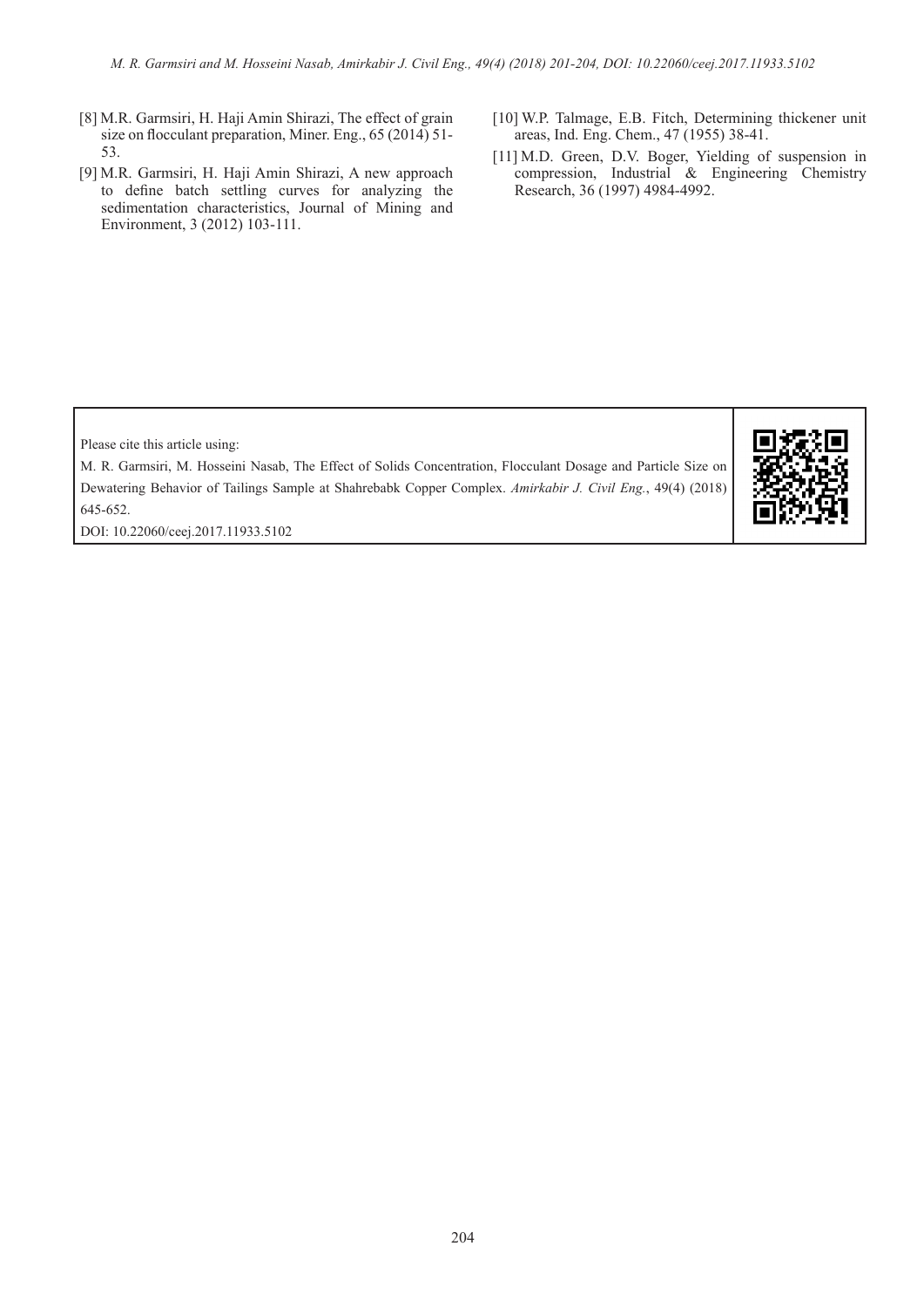[8] M.R. Garmsiri, H. Haji Amin Shirazi, The effect of grain size on flocculant preparation, Miner. Eng., 65 (2014) 51-53.

[9] M.R. Garmsiri, H. Haji Amin Shirazi, A new approach to define batch settling curves for analyzing the sedimentation characteristics, Journal of Mining and Environment, 3 (2012) 103-111.

[10] W.P. Talmage, E.B. Fitch, Determining thickener unit areas, Ind. Eng. Chem., 47 (1955) 38-41.

[11] M.D. Green, D.V. Boger, Yielding of suspension in compression, Industrial & Engineering Chemistry Research, 36 (1997) 4984-4992.

Please cite this article using:

M. R. Garmsiri, M. Hosseini Nasab, The Effect of Solids Concentration, Flocculant Dosage and Particle Size on Dewatering Behavior of Tailings Sample at Shahrebabk Copper Complex. *Amirkabir J. Civil Eng.*, 49(4) (2018) 645-652.

DOI: 10.22060/ceej.2017.11933.5102